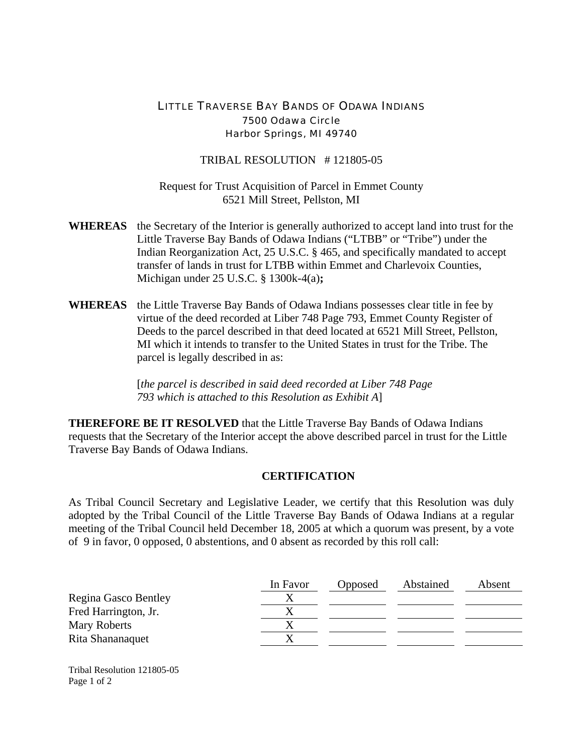LITTLE TRAVERSE BAY BANDS OF ODAWA INDIANS
7500 Odawa Circle
Harbor Springs, MI 49740

TRIBAL RESOLUTION # 121805-05

Request for Trust Acquisition of Parcel in Emmet County
6521 Mill Street, Pellston, MI

**WHEREAS** the Secretary of the Interior is generally authorized to accept land into trust for the Little Traverse Bay Bands of Odawa Indians ("LTBB" or "Tribe") under the Indian Reorganization Act, 25 U.S.C. § 465, and specifically mandated to accept transfer of lands in trust for LTBB within Emmet and Charlevoix Counties, Michigan under 25 U.S.C. § 1300k-4(a)**;**

**WHEREAS** the Little Traverse Bay Bands of Odawa Indians possesses clear title in fee by virtue of the deed recorded at Liber 748 Page 793, Emmet County Register of Deeds to the parcel described in that deed located at 6521 Mill Street, Pellston, MI which it intends to transfer to the United States in trust for the Tribe. The parcel is legally described in as:

> [*the parcel is described in said deed recorded at Liber 748 Page 793 which is attached to this Resolution as Exhibit A*]

**THEREFORE BE IT RESOLVED** that the Little Traverse Bay Bands of Odawa Indians requests that the Secretary of the Interior accept the above described parcel in trust for the Little Traverse Bay Bands of Odawa Indians.

## CERTIFICATION

As Tribal Council Secretary and Legislative Leader, we certify that this Resolution was duly adopted by the Tribal Council of the Little Traverse Bay Bands of Odawa Indians at a regular meeting of the Tribal Council held December 18, 2005 at which a quorum was present, by a vote of 9 in favor, 0 opposed, 0 abstentions, and 0 absent as recorded by this roll call:

| | In Favor | Opposed | Abstained | Absent |
|---|---|---|---|---|
| Regina Gasco Bentley | X | | | |
| Fred Harrington, Jr. | X | | | |
| Mary Roberts | X | | | |
| Rita Shananaquet | X | | | |

Tribal Resolution 121805-05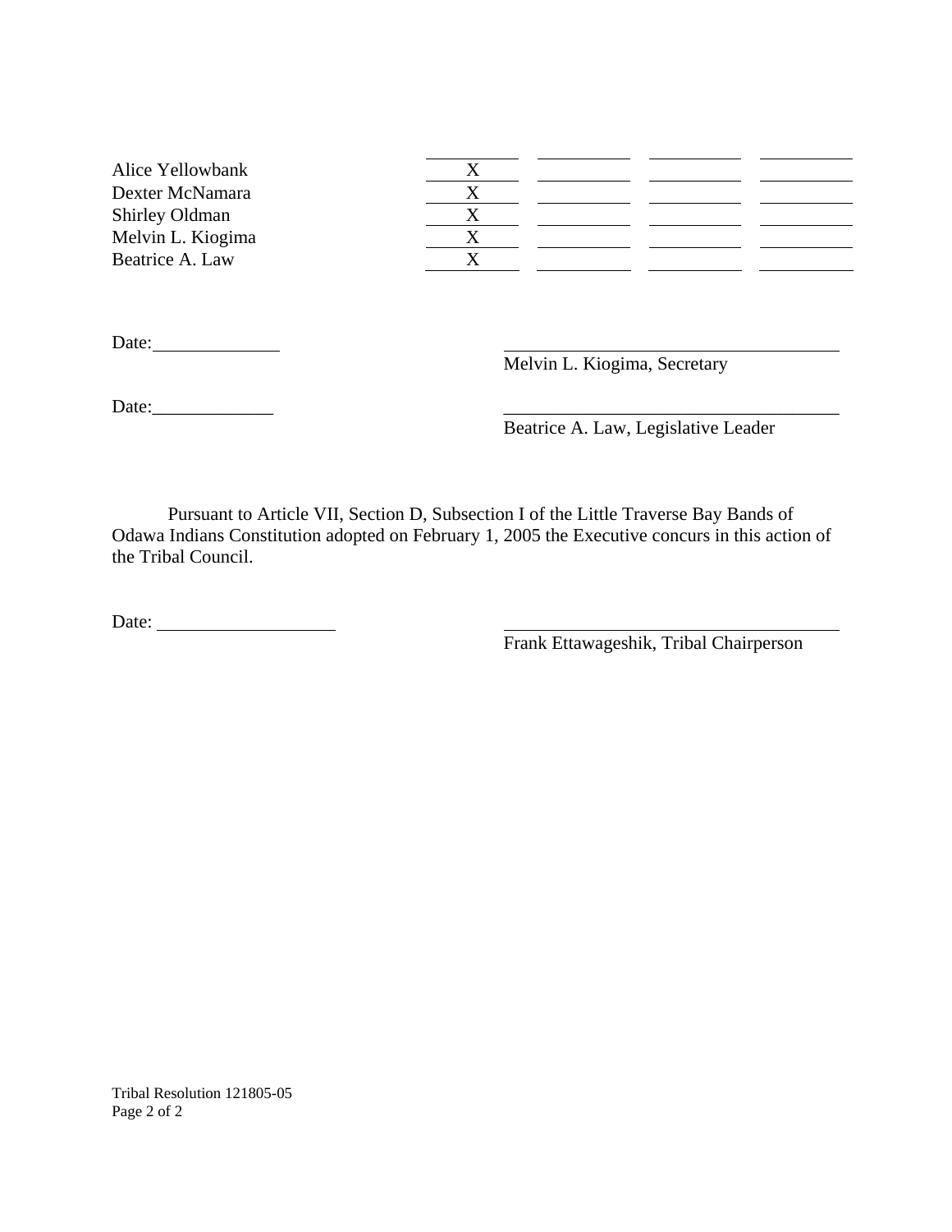| | | | | |
|---|---|---|---|---|
| Alice Yellowbank | X | | | |
| Dexter McNamara | X | | | |
| Shirley Oldman | X | | | |
| Melvin L. Kiogima | X | | | |
| Beatrice A. Law | X | | | |

Date:\_\_\_\_\_\_\_\_\_\_\_\_\_\_

\_\_\_\_\_\_\_\_\_\_\_\_\_\_\_\_\_\_\_\_\_\_\_\_\_\_\_\_\_\_\_\_\_\_\_\_\_\_
Melvin L. Kiogima, Secretary

Date:\_\_\_\_\_\_\_\_\_\_\_\_\_\_

\_\_\_\_\_\_\_\_\_\_\_\_\_\_\_\_\_\_\_\_\_\_\_\_\_\_\_\_\_\_\_\_\_\_\_\_\_\_
Beatrice A. Law, Legislative Leader

Pursuant to Article VII, Section D, Subsection I of the Little Traverse Bay Bands of Odawa Indians Constitution adopted on February 1, 2005 the Executive concurs in this action of the Tribal Council.

Date: \_\_\_\_\_\_\_\_\_\_\_\_\_\_\_\_\_\_\_\_

\_\_\_\_\_\_\_\_\_\_\_\_\_\_\_\_\_\_\_\_\_\_\_\_\_\_\_\_\_\_\_\_\_\_\_\_\_\_
Frank Ettawageshik, Tribal Chairperson

Tribal Resolution 121805-05